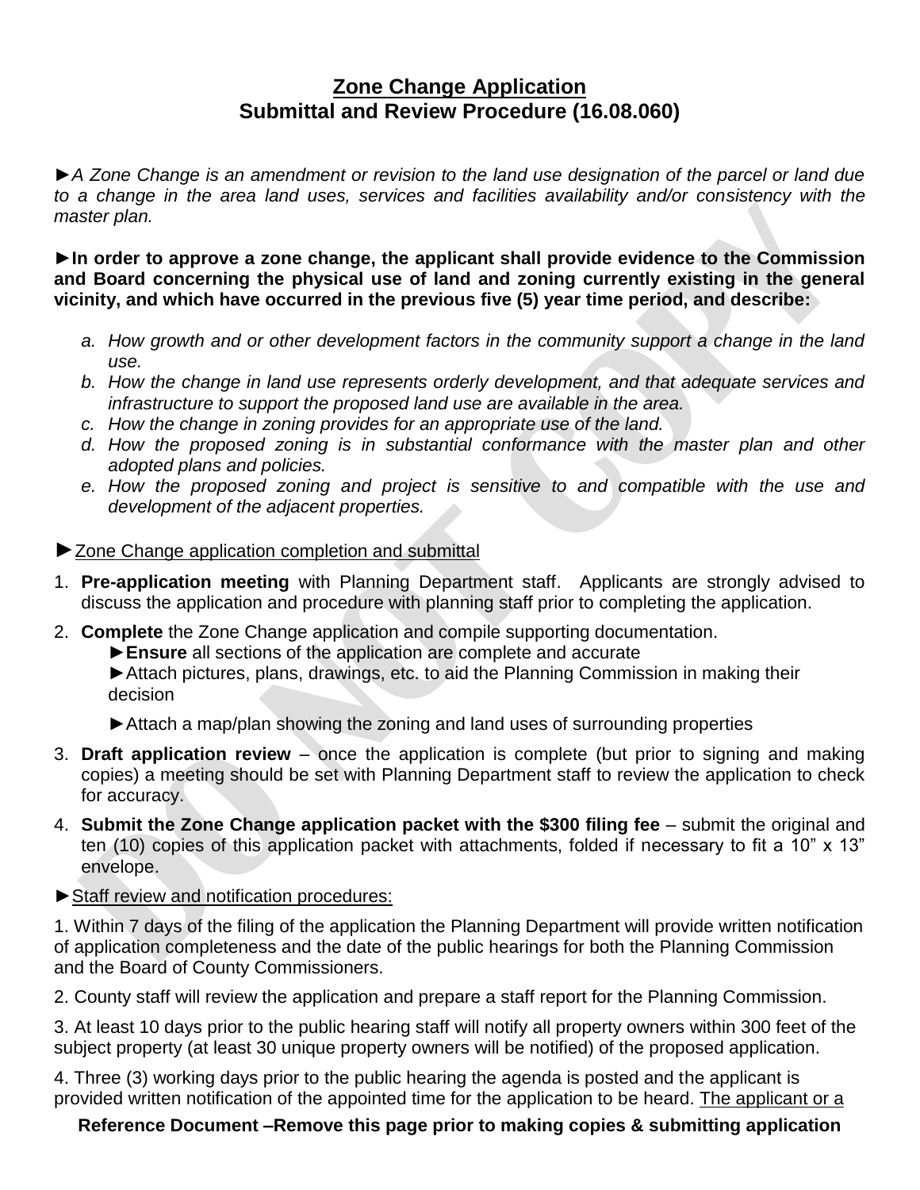## Zone Change Application
## Submittal and Review Procedure (16.08.060)

►*A Zone Change is an amendment or revision to the land use designation of the parcel or land due to a change in the area land uses, services and facilities availability and/or consistency with the master plan.*

►**In order to approve a zone change, the applicant shall provide evidence to the Commission and Board concerning the physical use of land and zoning currently existing in the general vicinity, and which have occurred in the previous five (5) year time period, and describe:**

a. *How growth and or other development factors in the community support a change in the land use.*
b. *How the change in land use represents orderly development, and that adequate services and infrastructure to support the proposed land use are available in the area.*
c. *How the change in zoning provides for an appropriate use of the land.*
d. *How the proposed zoning is in substantial conformance with the master plan and other adopted plans and policies.*
e. *How the proposed zoning and project is sensitive to and compatible with the use and development of the adjacent properties.*

►<u>Zone Change application completion and submittal</u>

1. **Pre-application meeting** with Planning Department staff. Applicants are strongly advised to discuss the application and procedure with planning staff prior to completing the application.
2. **Complete** the Zone Change application and compile supporting documentation.
   ►**Ensure** all sections of the application are complete and accurate
   ►Attach pictures, plans, drawings, etc. to aid the Planning Commission in making their decision
   ►Attach a map/plan showing the zoning and land uses of surrounding properties
3. **Draft application review** – once the application is complete (but prior to signing and making copies) a meeting should be set with Planning Department staff to review the application to check for accuracy.
4. **Submit the Zone Change application packet with the $300 filing fee** – submit the original and ten (10) copies of this application packet with attachments, folded if necessary to fit a 10" x 13" envelope.

►<u>Staff review and notification procedures:</u>

1. Within 7 days of the filing of the application the Planning Department will provide written notification of application completeness and the date of the public hearings for both the Planning Commission and the Board of County Commissioners.

2. County staff will review the application and prepare a staff report for the Planning Commission.

3. At least 10 days prior to the public hearing staff will notify all property owners within 300 feet of the subject property (at least 30 unique property owners will be notified) of the proposed application.

4. Three (3) working days prior to the public hearing the agenda is posted and the applicant is provided written notification of the appointed time for the application to be heard. <u>The applicant or a</u>

**Reference Document –Remove this page prior to making copies & submitting application**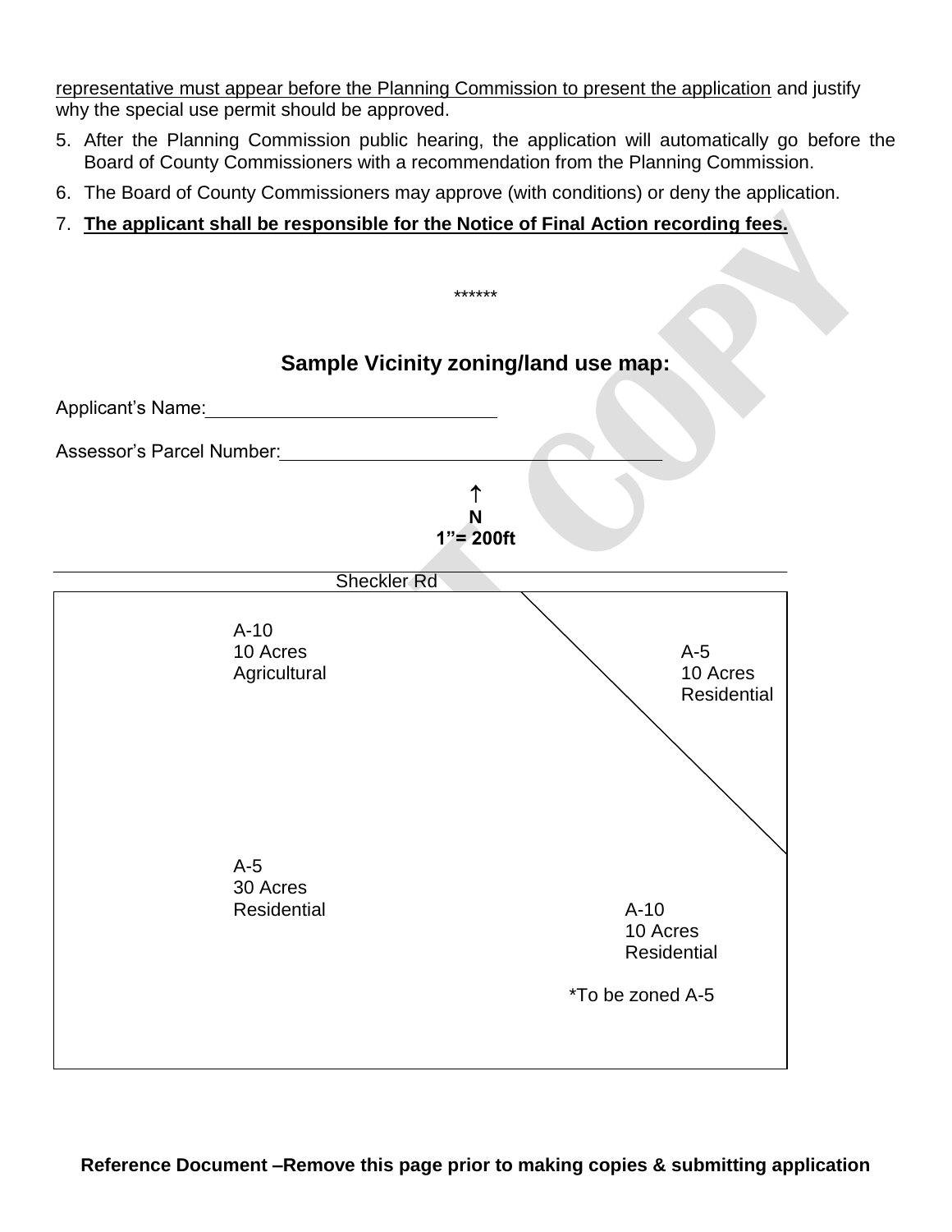representative must appear before the Planning Commission to present the application and justify why the special use permit should be approved.

5. After the Planning Commission public hearing, the application will automatically go before the Board of County Commissioners with a recommendation from the Planning Commission.
6. The Board of County Commissioners may approve (with conditions) or deny the application.
7. **The applicant shall be responsible for the Notice of Final Action recording fees.**

******

## Sample Vicinity zoning/land use map:

Applicant's Name:______________________________

Assessor's Parcel Number:______________________________________

↑
**N**
**1"= 200ft**

Sheckler Rd

A-10
10 Acres
Agricultural

A-5
10 Acres
Residential

A-5
30 Acres
Residential

A-10
10 Acres
Residential

*To be zoned A-5

**Reference Document –Remove this page prior to making copies & submitting application**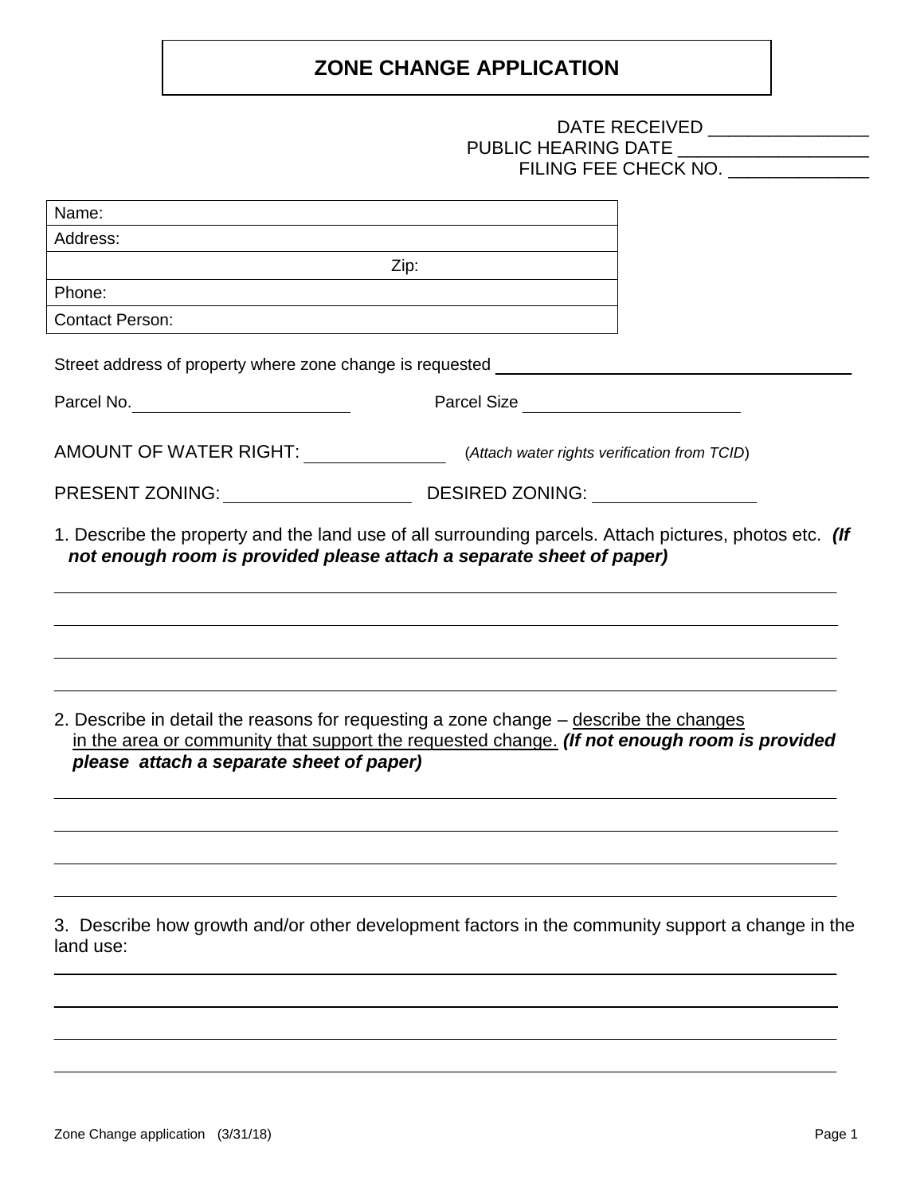# ZONE CHANGE APPLICATION

DATE RECEIVED ________________
PUBLIC HEARING DATE ___________________
FILING FEE CHECK NO. ______________

| Name: |
|---|
| Address: |
| Zip: |
| Phone: |
| Contact Person: |

Street address of property where zone change is requested ________________________________________

Parcel No. ________________________ Parcel Size ________________________

AMOUNT OF WATER RIGHT: _______________ (*Attach water rights verification from TCID*)

PRESENT ZONING: ___________________ DESIRED ZONING: _________________

1. Describe the property and the land use of all surrounding parcels. Attach pictures, photos etc. ***(If not enough room is provided please attach a separate sheet of paper)***

______________________________________________________________________

______________________________________________________________________

______________________________________________________________________

______________________________________________________________________

2. Describe in detail the reasons for requesting a zone change – describe the changes in the area or community that support the requested change. ***(If not enough room is provided please attach a separate sheet of paper)***

______________________________________________________________________

______________________________________________________________________

______________________________________________________________________

______________________________________________________________________

3. Describe how growth and/or other development factors in the community support a change in the land use:

______________________________________________________________________

______________________________________________________________________

______________________________________________________________________

______________________________________________________________________

Zone Change application (3/31/18)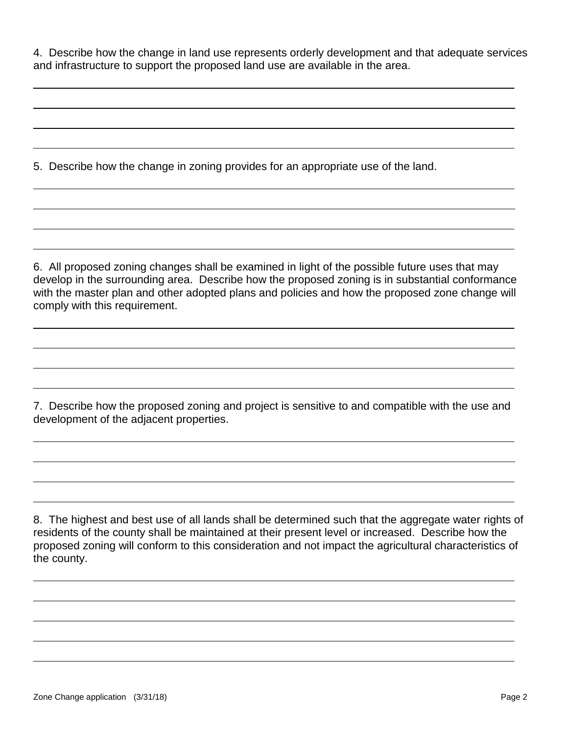4. Describe how the change in land use represents orderly development and that adequate services and infrastructure to support the proposed land use are available in the area.

\_\_\_\_\_\_\_\_\_\_\_\_\_\_\_\_\_\_\_\_\_\_\_\_\_\_\_\_\_\_\_\_\_\_\_\_\_\_\_\_\_\_\_\_\_\_\_\_\_\_\_\_\_\_\_\_\_\_\_\_\_\_\_\_\_\_\_\_\_\_\_\_\_\_\_\_\_\_

\_\_\_\_\_\_\_\_\_\_\_\_\_\_\_\_\_\_\_\_\_\_\_\_\_\_\_\_\_\_\_\_\_\_\_\_\_\_\_\_\_\_\_\_\_\_\_\_\_\_\_\_\_\_\_\_\_\_\_\_\_\_\_\_\_\_\_\_\_\_\_\_\_\_\_\_\_\_

\_\_\_\_\_\_\_\_\_\_\_\_\_\_\_\_\_\_\_\_\_\_\_\_\_\_\_\_\_\_\_\_\_\_\_\_\_\_\_\_\_\_\_\_\_\_\_\_\_\_\_\_\_\_\_\_\_\_\_\_\_\_\_\_\_\_\_\_\_\_\_\_\_\_\_\_\_\_

\_\_\_\_\_\_\_\_\_\_\_\_\_\_\_\_\_\_\_\_\_\_\_\_\_\_\_\_\_\_\_\_\_\_\_\_\_\_\_\_\_\_\_\_\_\_\_\_\_\_\_\_\_\_\_\_\_\_\_\_\_\_\_\_\_\_\_\_\_\_\_\_\_\_\_\_\_\_

5. Describe how the change in zoning provides for an appropriate use of the land.

\_\_\_\_\_\_\_\_\_\_\_\_\_\_\_\_\_\_\_\_\_\_\_\_\_\_\_\_\_\_\_\_\_\_\_\_\_\_\_\_\_\_\_\_\_\_\_\_\_\_\_\_\_\_\_\_\_\_\_\_\_\_\_\_\_\_\_\_\_\_\_\_\_\_\_\_\_\_

\_\_\_\_\_\_\_\_\_\_\_\_\_\_\_\_\_\_\_\_\_\_\_\_\_\_\_\_\_\_\_\_\_\_\_\_\_\_\_\_\_\_\_\_\_\_\_\_\_\_\_\_\_\_\_\_\_\_\_\_\_\_\_\_\_\_\_\_\_\_\_\_\_\_\_\_\_\_

\_\_\_\_\_\_\_\_\_\_\_\_\_\_\_\_\_\_\_\_\_\_\_\_\_\_\_\_\_\_\_\_\_\_\_\_\_\_\_\_\_\_\_\_\_\_\_\_\_\_\_\_\_\_\_\_\_\_\_\_\_\_\_\_\_\_\_\_\_\_\_\_\_\_\_\_\_\_

\_\_\_\_\_\_\_\_\_\_\_\_\_\_\_\_\_\_\_\_\_\_\_\_\_\_\_\_\_\_\_\_\_\_\_\_\_\_\_\_\_\_\_\_\_\_\_\_\_\_\_\_\_\_\_\_\_\_\_\_\_\_\_\_\_\_\_\_\_\_\_\_\_\_\_\_\_\_

6. All proposed zoning changes shall be examined in light of the possible future uses that may develop in the surrounding area. Describe how the proposed zoning is in substantial conformance with the master plan and other adopted plans and policies and how the proposed zone change will comply with this requirement.

\_\_\_\_\_\_\_\_\_\_\_\_\_\_\_\_\_\_\_\_\_\_\_\_\_\_\_\_\_\_\_\_\_\_\_\_\_\_\_\_\_\_\_\_\_\_\_\_\_\_\_\_\_\_\_\_\_\_\_\_\_\_\_\_\_\_\_\_\_\_\_\_\_\_\_\_\_\_

\_\_\_\_\_\_\_\_\_\_\_\_\_\_\_\_\_\_\_\_\_\_\_\_\_\_\_\_\_\_\_\_\_\_\_\_\_\_\_\_\_\_\_\_\_\_\_\_\_\_\_\_\_\_\_\_\_\_\_\_\_\_\_\_\_\_\_\_\_\_\_\_\_\_\_\_\_\_

\_\_\_\_\_\_\_\_\_\_\_\_\_\_\_\_\_\_\_\_\_\_\_\_\_\_\_\_\_\_\_\_\_\_\_\_\_\_\_\_\_\_\_\_\_\_\_\_\_\_\_\_\_\_\_\_\_\_\_\_\_\_\_\_\_\_\_\_\_\_\_\_\_\_\_\_\_\_

\_\_\_\_\_\_\_\_\_\_\_\_\_\_\_\_\_\_\_\_\_\_\_\_\_\_\_\_\_\_\_\_\_\_\_\_\_\_\_\_\_\_\_\_\_\_\_\_\_\_\_\_\_\_\_\_\_\_\_\_\_\_\_\_\_\_\_\_\_\_\_\_\_\_\_\_\_\_

7. Describe how the proposed zoning and project is sensitive to and compatible with the use and development of the adjacent properties.

\_\_\_\_\_\_\_\_\_\_\_\_\_\_\_\_\_\_\_\_\_\_\_\_\_\_\_\_\_\_\_\_\_\_\_\_\_\_\_\_\_\_\_\_\_\_\_\_\_\_\_\_\_\_\_\_\_\_\_\_\_\_\_\_\_\_\_\_\_\_\_\_\_\_\_\_\_\_

\_\_\_\_\_\_\_\_\_\_\_\_\_\_\_\_\_\_\_\_\_\_\_\_\_\_\_\_\_\_\_\_\_\_\_\_\_\_\_\_\_\_\_\_\_\_\_\_\_\_\_\_\_\_\_\_\_\_\_\_\_\_\_\_\_\_\_\_\_\_\_\_\_\_\_\_\_\_

\_\_\_\_\_\_\_\_\_\_\_\_\_\_\_\_\_\_\_\_\_\_\_\_\_\_\_\_\_\_\_\_\_\_\_\_\_\_\_\_\_\_\_\_\_\_\_\_\_\_\_\_\_\_\_\_\_\_\_\_\_\_\_\_\_\_\_\_\_\_\_\_\_\_\_\_\_\_

\_\_\_\_\_\_\_\_\_\_\_\_\_\_\_\_\_\_\_\_\_\_\_\_\_\_\_\_\_\_\_\_\_\_\_\_\_\_\_\_\_\_\_\_\_\_\_\_\_\_\_\_\_\_\_\_\_\_\_\_\_\_\_\_\_\_\_\_\_\_\_\_\_\_\_\_\_\_

8. The highest and best use of all lands shall be determined such that the aggregate water rights of residents of the county shall be maintained at their present level or increased. Describe how the proposed zoning will conform to this consideration and not impact the agricultural characteristics of the county.

\_\_\_\_\_\_\_\_\_\_\_\_\_\_\_\_\_\_\_\_\_\_\_\_\_\_\_\_\_\_\_\_\_\_\_\_\_\_\_\_\_\_\_\_\_\_\_\_\_\_\_\_\_\_\_\_\_\_\_\_\_\_\_\_\_\_\_\_\_\_\_\_\_\_\_\_\_\_

\_\_\_\_\_\_\_\_\_\_\_\_\_\_\_\_\_\_\_\_\_\_\_\_\_\_\_\_\_\_\_\_\_\_\_\_\_\_\_\_\_\_\_\_\_\_\_\_\_\_\_\_\_\_\_\_\_\_\_\_\_\_\_\_\_\_\_\_\_\_\_\_\_\_\_\_\_\_

\_\_\_\_\_\_\_\_\_\_\_\_\_\_\_\_\_\_\_\_\_\_\_\_\_\_\_\_\_\_\_\_\_\_\_\_\_\_\_\_\_\_\_\_\_\_\_\_\_\_\_\_\_\_\_\_\_\_\_\_\_\_\_\_\_\_\_\_\_\_\_\_\_\_\_\_\_\_

\_\_\_\_\_\_\_\_\_\_\_\_\_\_\_\_\_\_\_\_\_\_\_\_\_\_\_\_\_\_\_\_\_\_\_\_\_\_\_\_\_\_\_\_\_\_\_\_\_\_\_\_\_\_\_\_\_\_\_\_\_\_\_\_\_\_\_\_\_\_\_\_\_\_\_\_\_\_

\_\_\_\_\_\_\_\_\_\_\_\_\_\_\_\_\_\_\_\_\_\_\_\_\_\_\_\_\_\_\_\_\_\_\_\_\_\_\_\_\_\_\_\_\_\_\_\_\_\_\_\_\_\_\_\_\_\_\_\_\_\_\_\_\_\_\_\_\_\_\_\_\_\_\_\_\_\_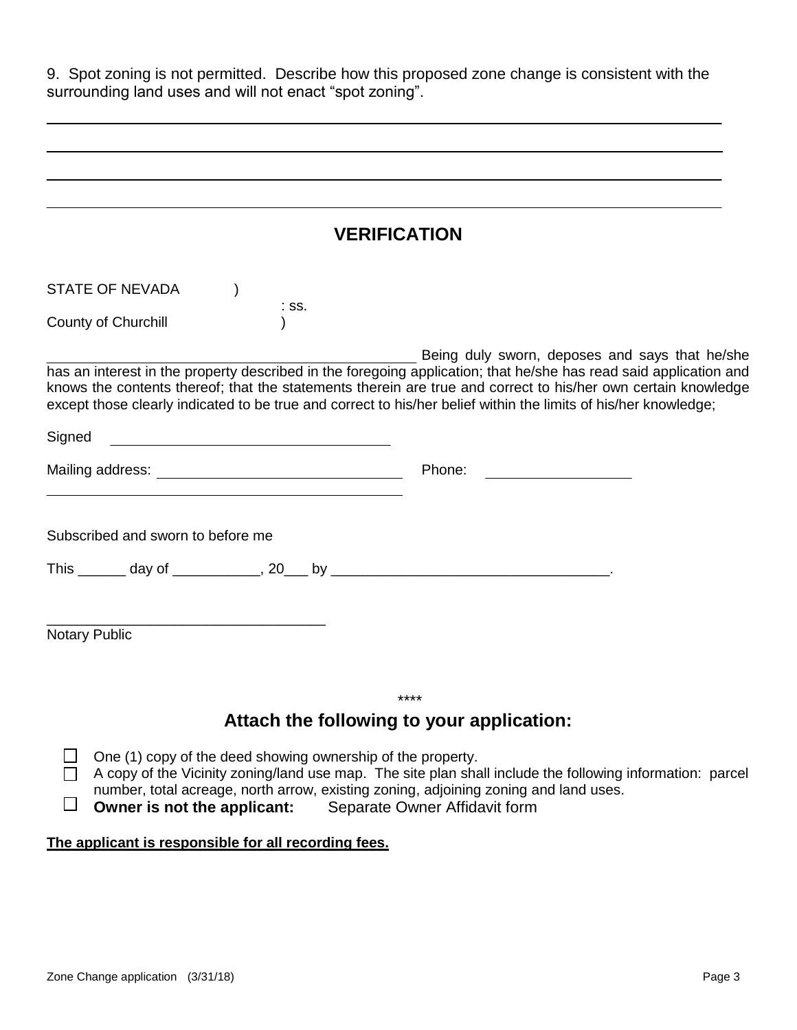9. Spot zoning is not permitted. Describe how this proposed zone change is consistent with the surrounding land uses and will not enact "spot zoning".

______________________________________________________________________________

______________________________________________________________________________

______________________________________________________________________________

______________________________________________________________________________

## VERIFICATION

STATE OF NEVADA )
: ss.
County of Churchill )

______________________________ Being duly sworn, deposes and says that he/she has an interest in the property described in the foregoing application; that he/she has read said application and knows the contents thereof; that the statements therein are true and correct to his/her own certain knowledge except those clearly indicated to be true and correct to his/her belief within the limits of his/her knowledge;

Signed ______________________________

Mailing address: ______________________________ Phone: ____________________

______________________________

Subscribed and sworn to before me

This ______ day of ___________, 20___ by __________________________________.

______________________________
Notary Public

****

## Attach the following to your application:

- ☐ One (1) copy of the deed showing ownership of the property.
- ☐ A copy of the Vicinity zoning/land use map. The site plan shall include the following information: parcel number, total acreage, north arrow, existing zoning, adjoining zoning and land uses.
- ☐ **Owner is not the applicant:** Separate Owner Affidavit form

**The applicant is responsible for all recording fees.**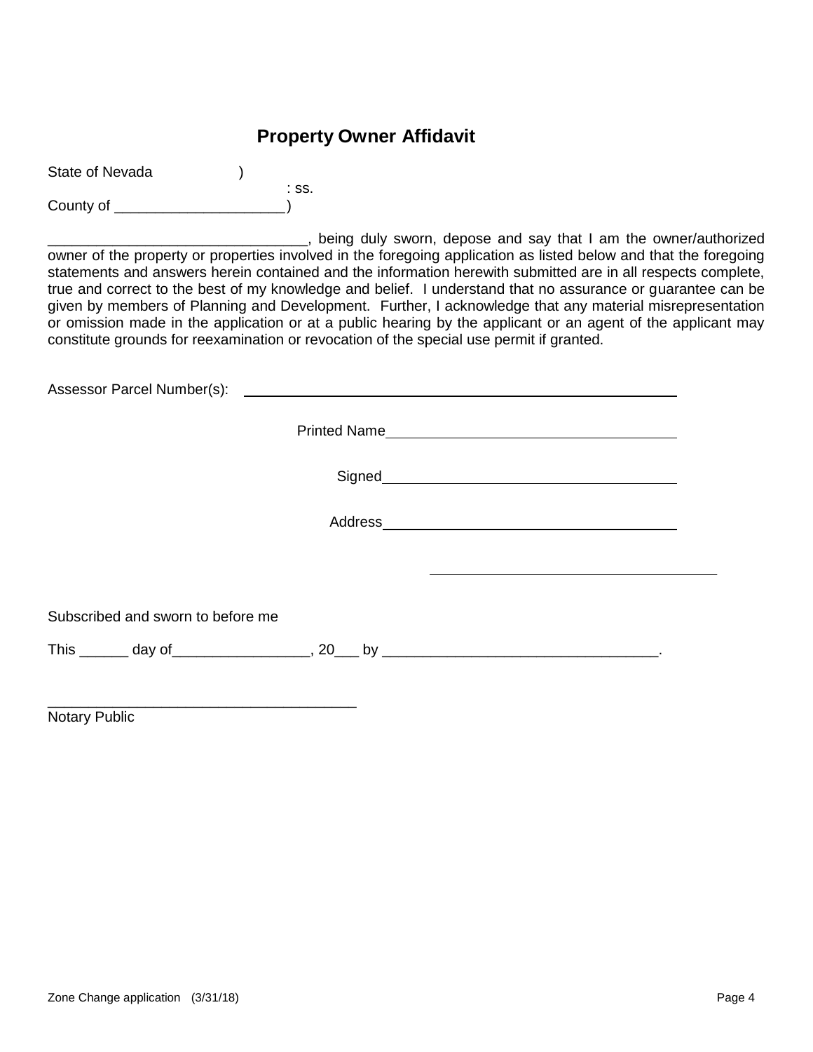# Property Owner Affidavit

State of Nevada )
: ss.
County of ____________________)

_______________________________, being duly sworn, depose and say that I am the owner/authorized owner of the property or properties involved in the foregoing application as listed below and that the foregoing statements and answers herein contained and the information herewith submitted are in all respects complete, true and correct to the best of my knowledge and belief. I understand that no assurance or guarantee can be given by members of Planning and Development. Further, I acknowledge that any material misrepresentation or omission made in the application or at a public hearing by the applicant or an agent of the applicant may constitute grounds for reexamination or revocation of the special use permit if granted.

Assessor Parcel Number(s): ____________________________________________

Printed Name ____________________________________

Signed ____________________________________

Address ____________________________________

____________________________________

Subscribed and sworn to before me

This ______ day of_________________, 20___ by _________________________________.

_____________________________________
Notary Public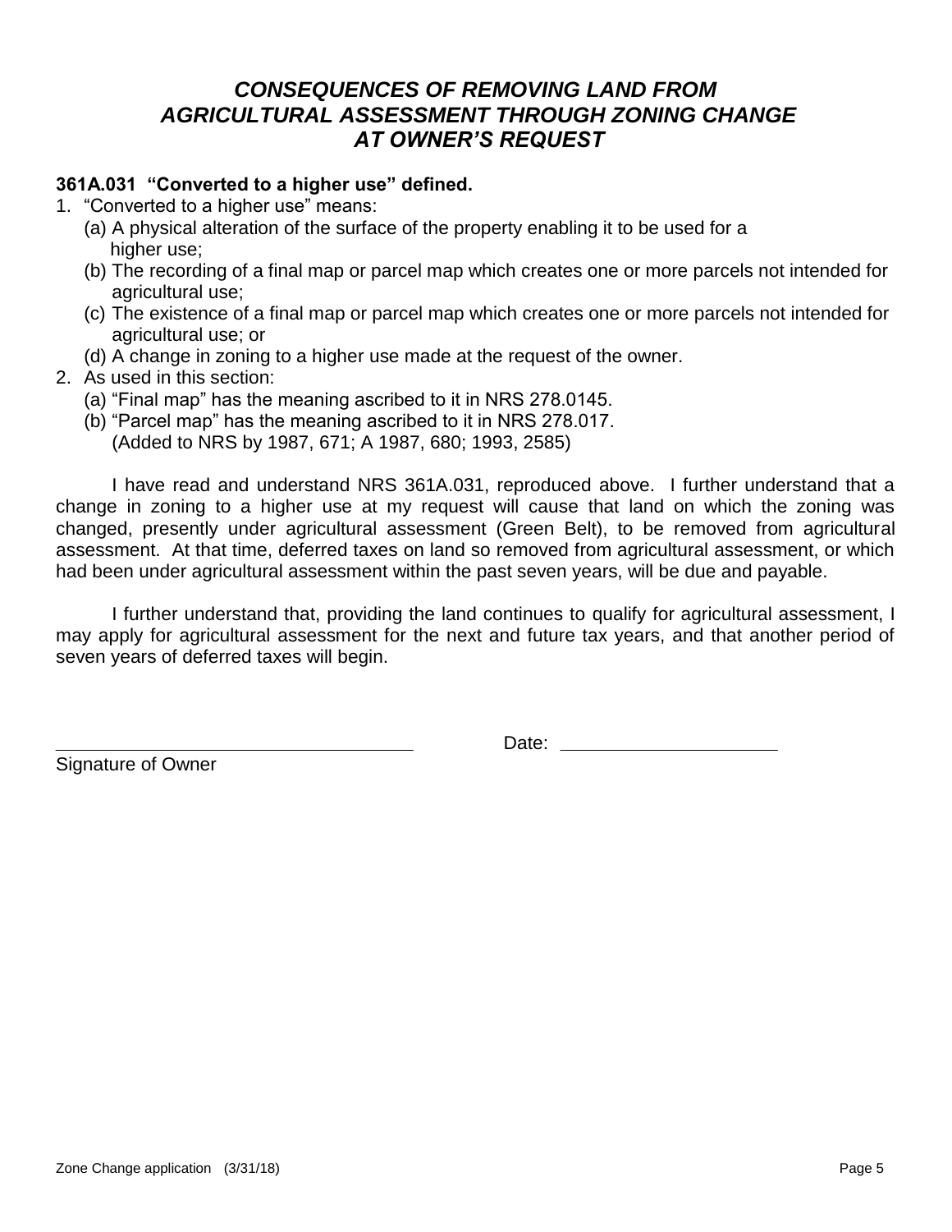## *CONSEQUENCES OF REMOVING LAND FROM AGRICULTURAL ASSESSMENT THROUGH ZONING CHANGE AT OWNER'S REQUEST*

**361A.031 "Converted to a higher use" defined.**

1. "Converted to a higher use" means:
   - (a) A physical alteration of the surface of the property enabling it to be used for a higher use;
   - (b) The recording of a final map or parcel map which creates one or more parcels not intended for agricultural use;
   - (c) The existence of a final map or parcel map which creates one or more parcels not intended for agricultural use; or
   - (d) A change in zoning to a higher use made at the request of the owner.
2. As used in this section:
   - (a) "Final map" has the meaning ascribed to it in NRS 278.0145.
   - (b) "Parcel map" has the meaning ascribed to it in NRS 278.017.

   (Added to NRS by 1987, 671; A 1987, 680; 1993, 2585)

I have read and understand NRS 361A.031, reproduced above. I further understand that a change in zoning to a higher use at my request will cause that land on which the zoning was changed, presently under agricultural assessment (Green Belt), to be removed from agricultural assessment. At that time, deferred taxes on land so removed from agricultural assessment, or which had been under agricultural assessment within the past seven years, will be due and payable.

I further understand that, providing the land continues to qualify for agricultural assessment, I may apply for agricultural assessment for the next and future tax years, and that another period of seven years of deferred taxes will begin.

\_\_\_\_\_\_\_\_\_\_\_\_\_\_\_\_\_\_\_\_\_\_\_\_\_\_\_\_\_\_\_\_\_\_\_ Date: \_\_\_\_\_\_\_\_\_\_\_\_\_\_\_\_\_\_\_\_\_\_

Signature of Owner

Zone Change application (3/31/18)